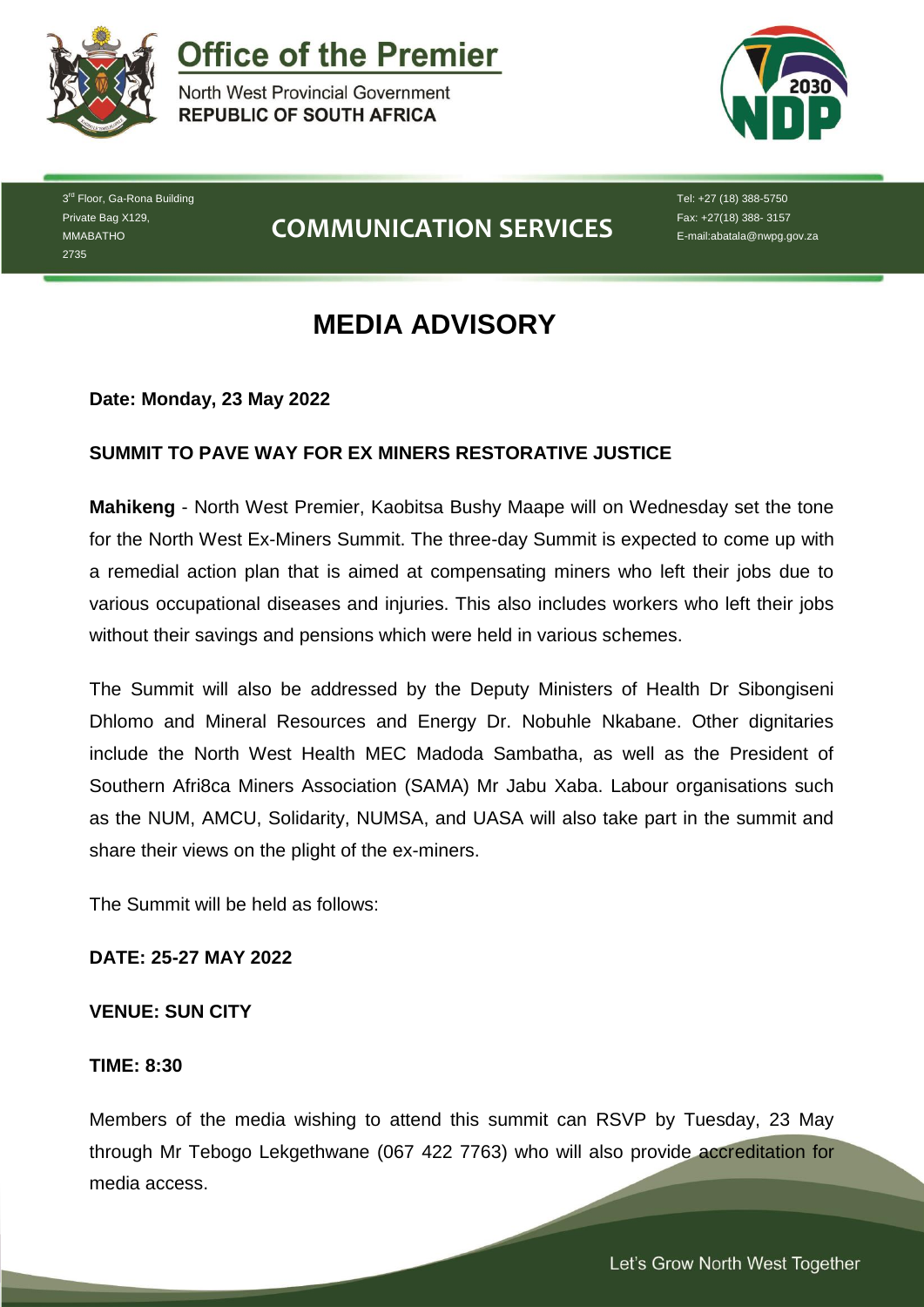# Office of the Premier

North West Provincial Government
**REPUBLIC OF SOUTH AFRICA**

3rd Floor, Ga-Rona Building
Private Bag X129,
MMABATHO
2735

## COMMUNICATION SERVICES

Tel: +27 (18) 388-5750
Fax: +27(18) 388- 3157
E-mail:abatala@nwpg.gov.za

# MEDIA ADVISORY

**Date: Monday, 23 May 2022**

**SUMMIT TO PAVE WAY FOR EX MINERS RESTORATIVE JUSTICE**

**Mahikeng** - North West Premier, Kaobitsa Bushy Maape will on Wednesday set the tone for the North West Ex-Miners Summit. The three-day Summit is expected to come up with a remedial action plan that is aimed at compensating miners who left their jobs due to various occupational diseases and injuries. This also includes workers who left their jobs without their savings and pensions which were held in various schemes.

The Summit will also be addressed by the Deputy Ministers of Health Dr Sibongiseni Dhlomo and Mineral Resources and Energy Dr. Nobuhle Nkabane. Other dignitaries include the North West Health MEC Madoda Sambatha, as well as the President of Southern Afri8ca Miners Association (SAMA) Mr Jabu Xaba. Labour organisations such as the NUM, AMCU, Solidarity, NUMSA, and UASA will also take part in the summit and share their views on the plight of the ex-miners.

The Summit will be held as follows:

**DATE: 25-27 MAY 2022**

**VENUE: SUN CITY**

**TIME: 8:30**

Members of the media wishing to attend this summit can RSVP by Tuesday, 23 May through Mr Tebogo Lekgethwane (067 422 7763) who will also provide accreditation for media access.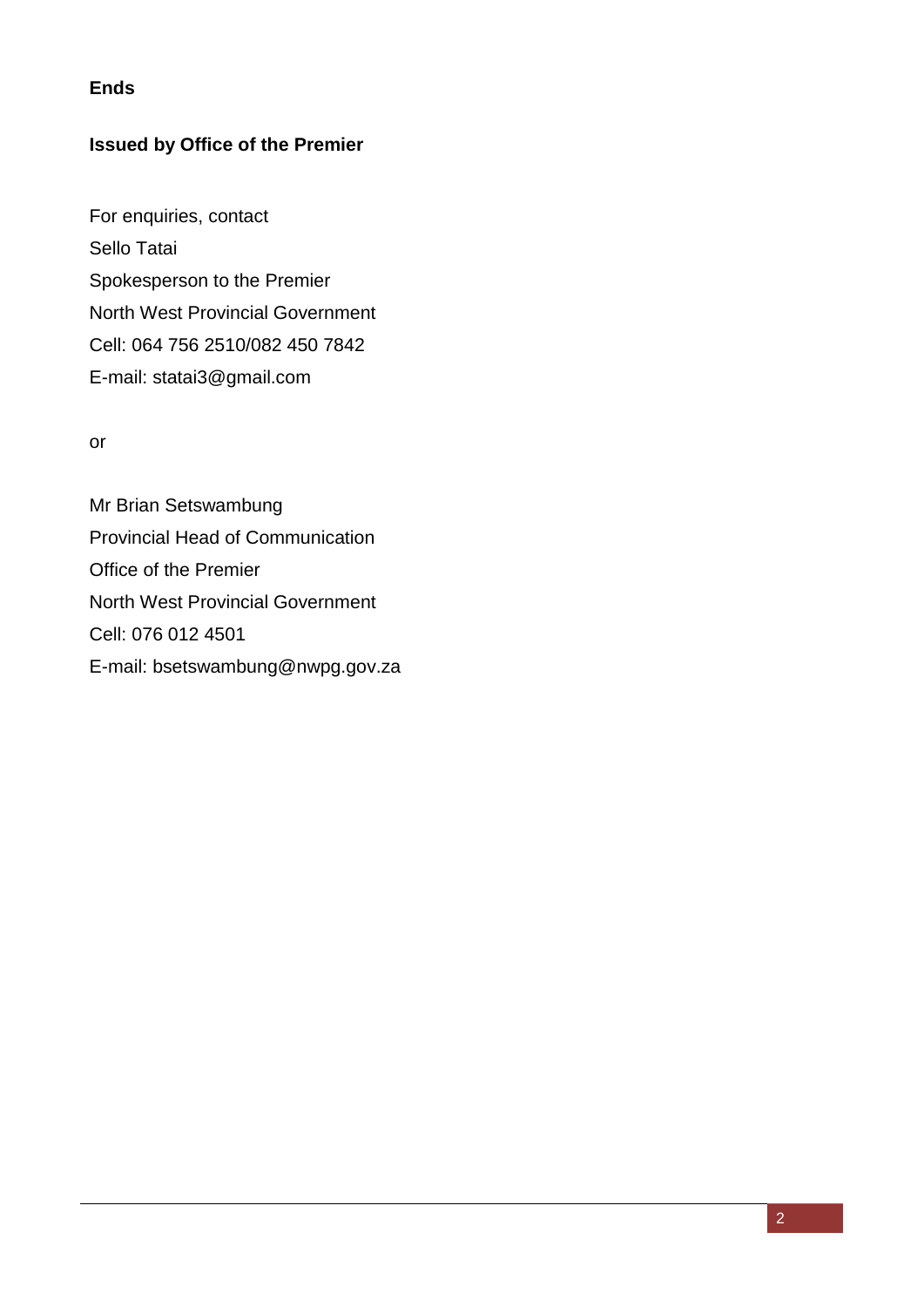**Ends**

**Issued by Office of the Premier**

For enquiries, contact
Sello Tatai
Spokesperson to the Premier
North West Provincial Government
Cell: 064 756 2510/082 450 7842
E-mail: statai3@gmail.com

or

Mr Brian Setswambung
Provincial Head of Communication
Office of the Premier
North West Provincial Government
Cell: 076 012 4501
E-mail: bsetswambung@nwpg.gov.za